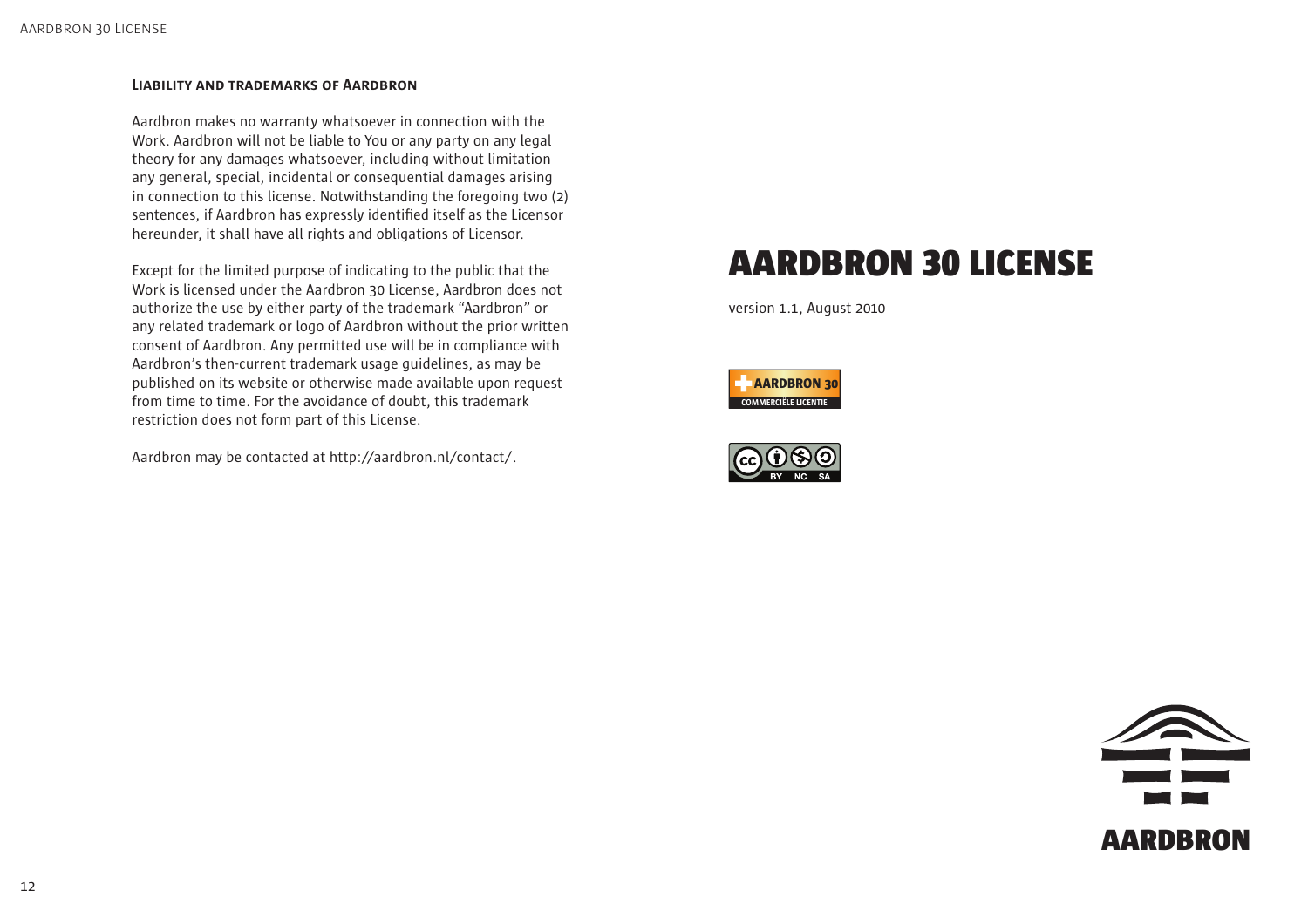### Liability and trademarks of Aardbron

Aardbron makes no warranty whatsoever in connection with the Work. Aardbron will not be liable to You or any party on any legal theory for any damages whatsoever, including without limitation any general, special, incidental or consequential damages arising in connection to this license. Notwithstanding the foregoing two (2) sentences, if Aardbron has expressly identified itself as the Licensor hereunder, it shall have all rights and obligations of Licensor.

Except for the limited purpose of indicating to the public that the Work is licensed under the Aardbron 30 License, Aardbron does not authorize the use by either party of the trademark "Aardbron" or any related trademark or logo of Aardbron without the prior written consent of Aardbron. Any permitted use will be in compliance with Aardbron's then-current trademark usage guidelines, as may be published on its website or otherwise made available upon request from time to time. For the avoidance of doubt, this trademark restriction does not form part of this License.

Aardbron may be contacted at http://aardbron.nl/contact/.

# AARDBRON 30 LICENSE

version 1.1, August 2010

AARDBRON 30
COMMERCIËLE LICENTIE

BY NC SA

AARDBRON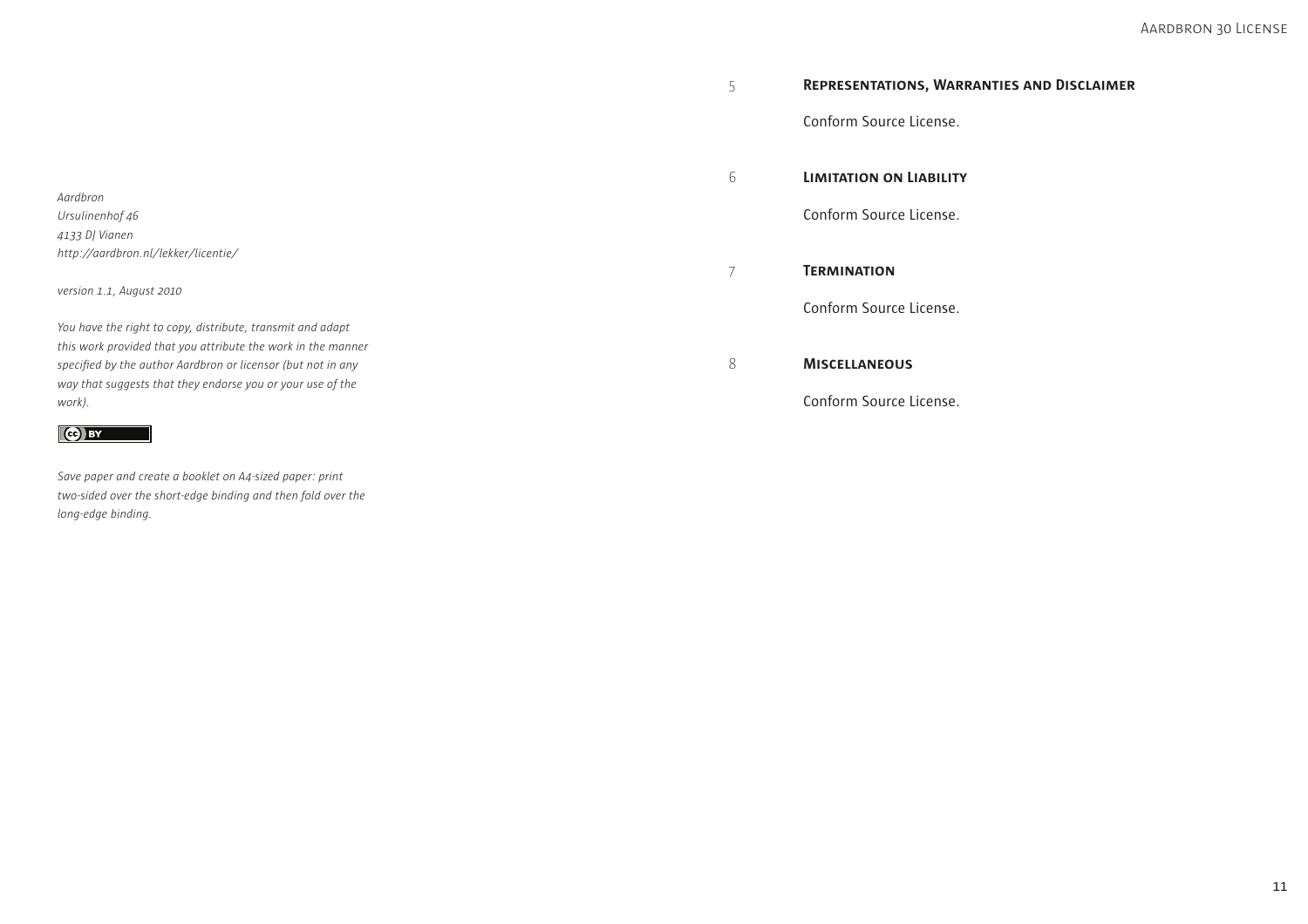*Aardbron*
*Ursulinenhof 46*
*4133 DJ Vianen*
*http://aardbron.nl/lekker/licentie/*

*version 1.1, August 2010*

*You have the right to copy, distribute, transmit and adapt this work provided that you attribute the work in the manner specified by the author Aardbron or licensor (but not in any way that suggests that they endorse you or your use of the work).*

*Save paper and create a booklet on A4-sized paper: print two-sided over the short-edge binding and then fold over the long-edge binding.*

## 5 Representations, Warranties and Disclaimer

Conform Source License.

## 6 Limitation on Liability

Conform Source License.

## 7 Termination

Conform Source License.

## 8 Miscellaneous

Conform Source License.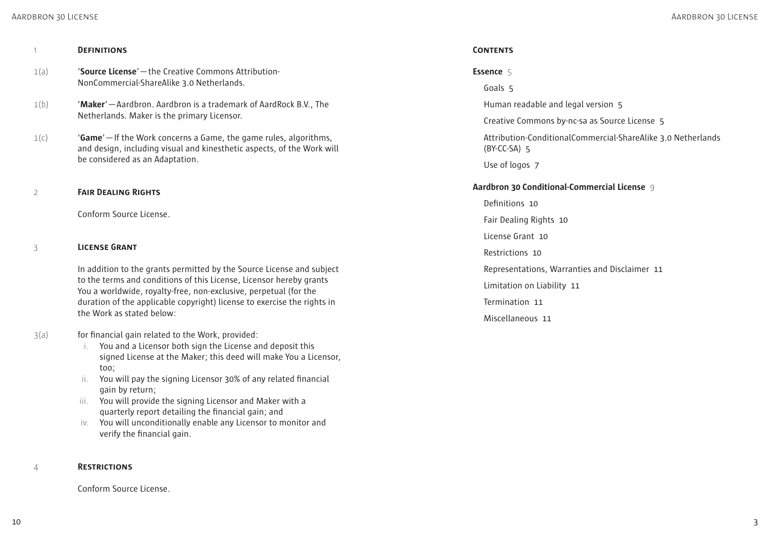## 1 Definitions

1(a) '**Source License**' — the Creative Commons Attribution-NonCommercial-ShareAlike 3.0 Netherlands.

1(b) '**Maker**' — Aardbron. Aardbron is a trademark of AardRock B.V., The Netherlands. Maker is the primary Licensor.

1(c) '**Game**' — If the Work concerns a Game, the game rules, algorithms, and design, including visual and kinesthetic aspects, of the Work will be considered as an Adaptation.

## 2 Fair Dealing Rights

Conform Source License.

## 3 License Grant

In addition to the grants permitted by the Source License and subject to the terms and conditions of this License, Licensor hereby grants You a worldwide, royalty-free, non-exclusive, perpetual (for the duration of the applicable copyright) license to exercise the rights in the Work as stated below:

3(a) for financial gain related to the Work, provided:

i. You and a Licensor both sign the License and deposit this signed License at the Maker; this deed will make You a Licensor, too;
ii. You will pay the signing Licensor 30% of any related financial gain by return;
iii. You will provide the signing Licensor and Maker with a quarterly report detailing the financial gain; and
iv. You will unconditionally enable any Licensor to monitor and verify the financial gain.

## 4 Restrictions

Conform Source License.

## Contents

**Essence** 5

- Goals 5
- Human readable and legal version 5
- Creative Commons by-nc-sa as Source License 5
- Attribution-ConditionalCommercial-ShareAlike 3.0 Netherlands (BY-CC-SA) 5
- Use of logos 7

**Aardbron 30 Conditional-Commercial License** 9

- Definitions 10
- Fair Dealing Rights 10
- License Grant 10
- Restrictions 10
- Representations, Warranties and Disclaimer 11
- Limitation on Liability 11
- Termination 11
- Miscellaneous 11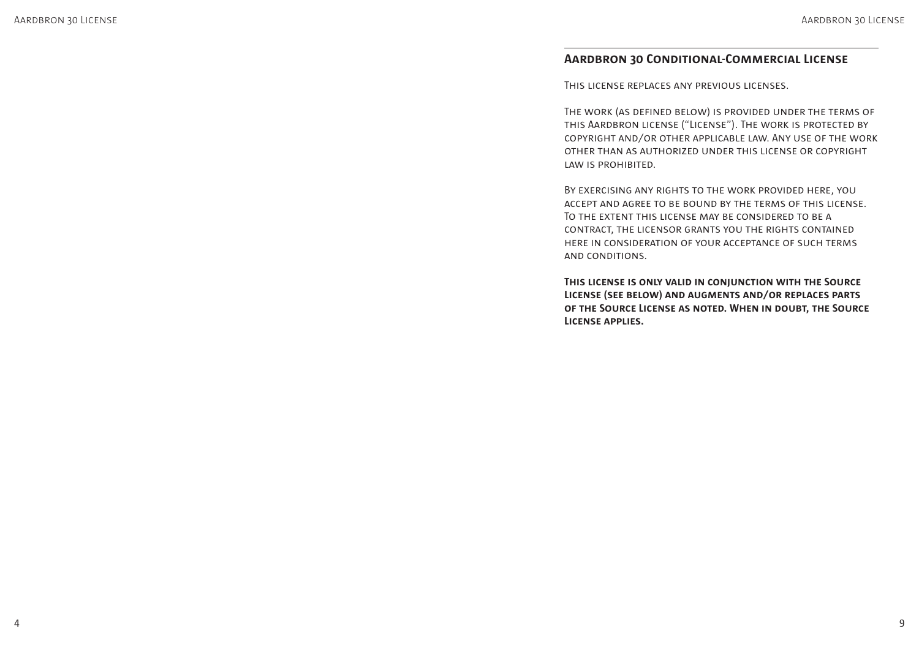## Aardbron 30 Conditional-Commercial License

This license replaces any previous licenses.

The work (as defined below) is provided under the terms of this Aardbron license ("License"). The work is protected by copyright and/or other applicable law. Any use of the work other than as authorized under this license or copyright law is prohibited.

By exercising any rights to the work provided here, you accept and agree to be bound by the terms of this license. To the extent this license may be considered to be a contract, the licensor grants you the rights contained here in consideration of your acceptance of such terms and conditions.

**This license is only valid in conjunction with the Source License (see below) and augments and/or replaces parts of the Source License as noted. When in doubt, the Source License applies.**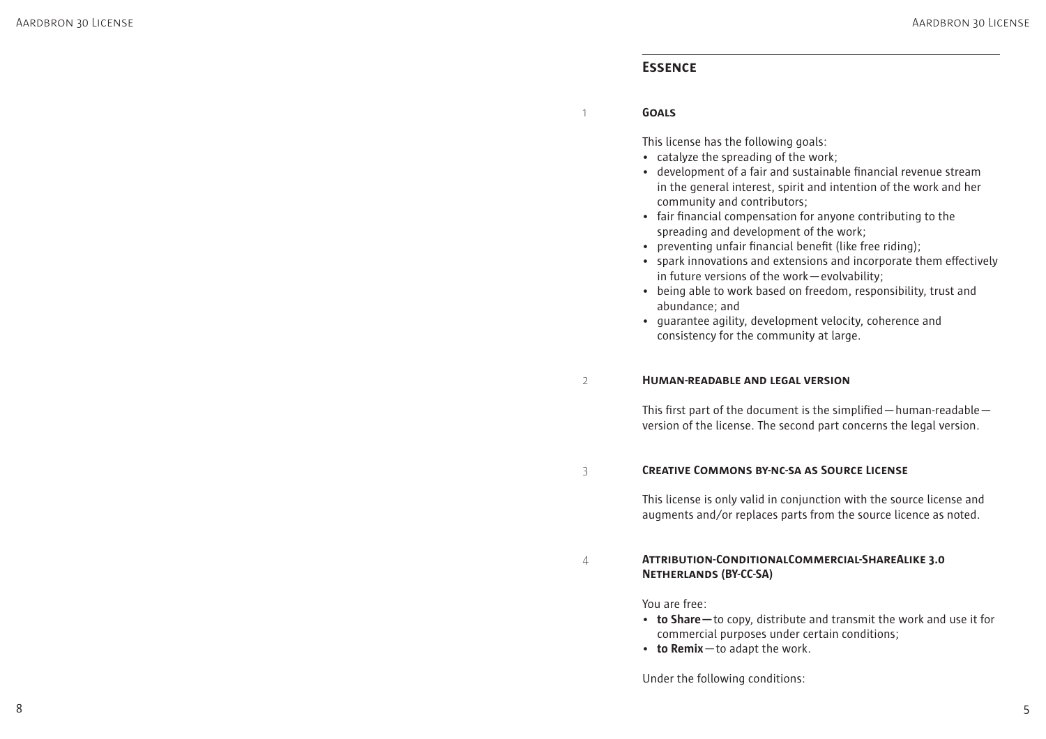## Essence

### 1 Goals

This license has the following goals:

- catalyze the spreading of the work;
- development of a fair and sustainable financial revenue stream in the general interest, spirit and intention of the work and her community and contributors;
- fair financial compensation for anyone contributing to the spreading and development of the work;
- preventing unfair financial benefit (like free riding);
- spark innovations and extensions and incorporate them effectively in future versions of the work — evolvability;
- being able to work based on freedom, responsibility, trust and abundance; and
- guarantee agility, development velocity, coherence and consistency for the community at large.

### 2 Human-readable and legal version

This first part of the document is the simplified — human-readable — version of the license. The second part concerns the legal version.

### 3 Creative Commons by-nc-sa as Source License

This license is only valid in conjunction with the source license and augments and/or replaces parts from the source licence as noted.

### 4 Attribution-ConditionalCommercial-ShareAlike 3.0 Netherlands (BY-CC-SA)

You are free:

- **to Share —** to copy, distribute and transmit the work and use it for commercial purposes under certain conditions;
- **to Remix** — to adapt the work.

Under the following conditions: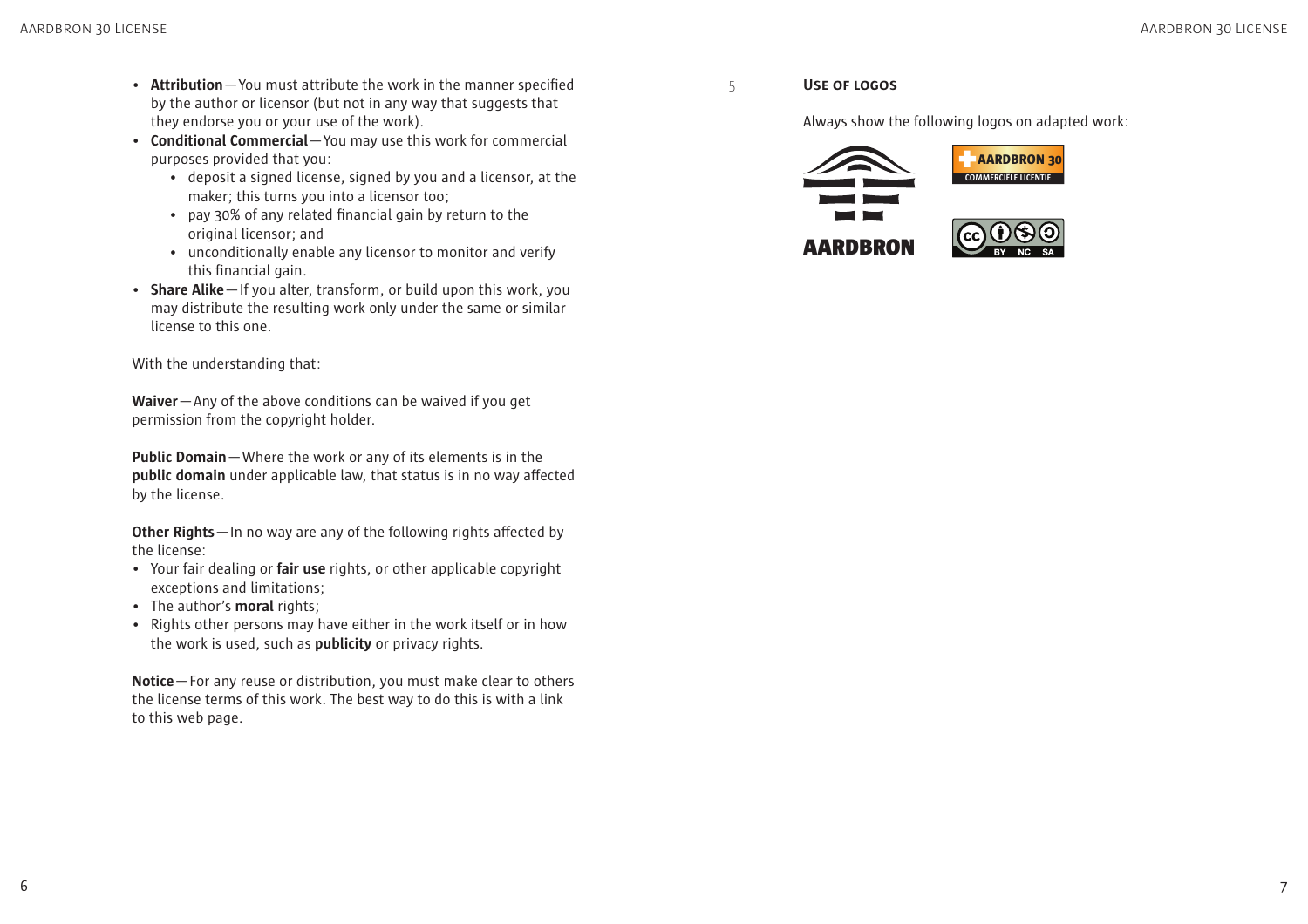- **Attribution** — You must attribute the work in the manner specified by the author or licensor (but not in any way that suggests that they endorse you or your use of the work).
- **Conditional Commercial** — You may use this work for commercial purposes provided that you:
  - deposit a signed license, signed by you and a licensor, at the maker; this turns you into a licensor too;
  - pay 30% of any related financial gain by return to the original licensor; and
  - unconditionally enable any licensor to monitor and verify this financial gain.
- **Share Alike** — If you alter, transform, or build upon this work, you may distribute the resulting work only under the same or similar license to this one.

With the understanding that:

**Waiver** — Any of the above conditions can be waived if you get permission from the copyright holder.

**Public Domain** — Where the work or any of its elements is in the **public domain** under applicable law, that status is in no way affected by the license.

**Other Rights** — In no way are any of the following rights affected by the license:

- Your fair dealing or **fair use** rights, or other applicable copyright exceptions and limitations;
- The author's **moral** rights;
- Rights other persons may have either in the work itself or in how the work is used, such as **publicity** or privacy rights.

**Notice** — For any reuse or distribution, you must make clear to others the license terms of this work. The best way to do this is with a link to this web page.

## 5 Use of logos

Always show the following logos on adapted work:

AARDBRON

AARDBRON 30
COMMERCIËLE LICENTIE

CC BY NC SA